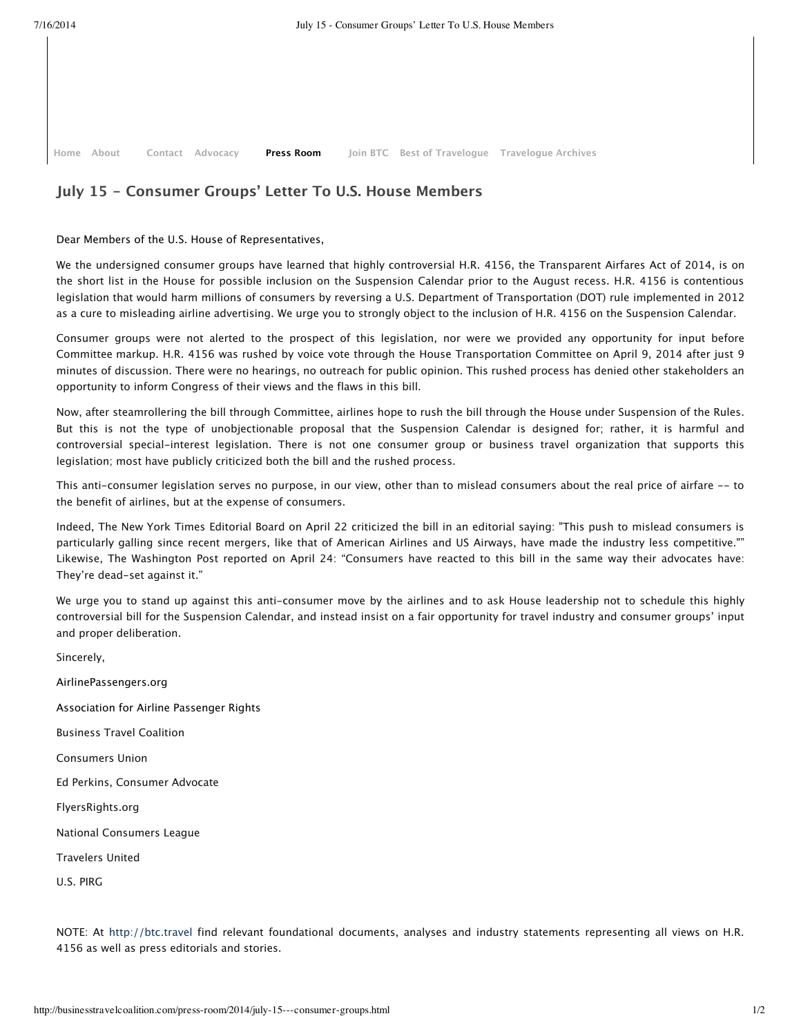Home About Contact Advocacy **Press Room** Join BTC Best of Travelogue Travelogue Archives

## July 15 - Consumer Groups' Letter To U.S. House Members

Dear Members of the U.S. House of Representatives,

We the undersigned consumer groups have learned that highly controversial H.R. 4156, the Transparent Airfares Act of 2014, is on the short list in the House for possible inclusion on the Suspension Calendar prior to the August recess. H.R. 4156 is contentious legislation that would harm millions of consumers by reversing a U.S. Department of Transportation (DOT) rule implemented in 2012 as a cure to misleading airline advertising. We urge you to strongly object to the inclusion of H.R. 4156 on the Suspension Calendar.

Consumer groups were not alerted to the prospect of this legislation, nor were we provided any opportunity for input before Committee markup. H.R. 4156 was rushed by voice vote through the House Transportation Committee on April 9, 2014 after just 9 minutes of discussion. There were no hearings, no outreach for public opinion. This rushed process has denied other stakeholders an opportunity to inform Congress of their views and the flaws in this bill.

Now, after steamrollering the bill through Committee, airlines hope to rush the bill through the House under Suspension of the Rules. But this is not the type of unobjectionable proposal that the Suspension Calendar is designed for; rather, it is harmful and controversial special-interest legislation. There is not one consumer group or business travel organization that supports this legislation; most have publicly criticized both the bill and the rushed process.

This anti-consumer legislation serves no purpose, in our view, other than to mislead consumers about the real price of airfare -- to the benefit of airlines, but at the expense of consumers.

Indeed, The New York Times Editorial Board on April 22 criticized the bill in an editorial saying: "This push to mislead consumers is particularly galling since recent mergers, like that of American Airlines and US Airways, have made the industry less competitive."" Likewise, The Washington Post reported on April 24: "Consumers have reacted to this bill in the same way their advocates have: They're dead-set against it."

We urge you to stand up against this anti-consumer move by the airlines and to ask House leadership not to schedule this highly controversial bill for the Suspension Calendar, and instead insist on a fair opportunity for travel industry and consumer groups' input and proper deliberation.

Sincerely,

AirlinePassengers.org

Association for Airline Passenger Rights

Business Travel Coalition

Consumers Union

Ed Perkins, Consumer Advocate

FlyersRights.org

National Consumers League

Travelers United

U.S. PIRG

NOTE: At http://btc.travel find relevant foundational documents, analyses and industry statements representing all views on H.R. 4156 as well as press editorials and stories.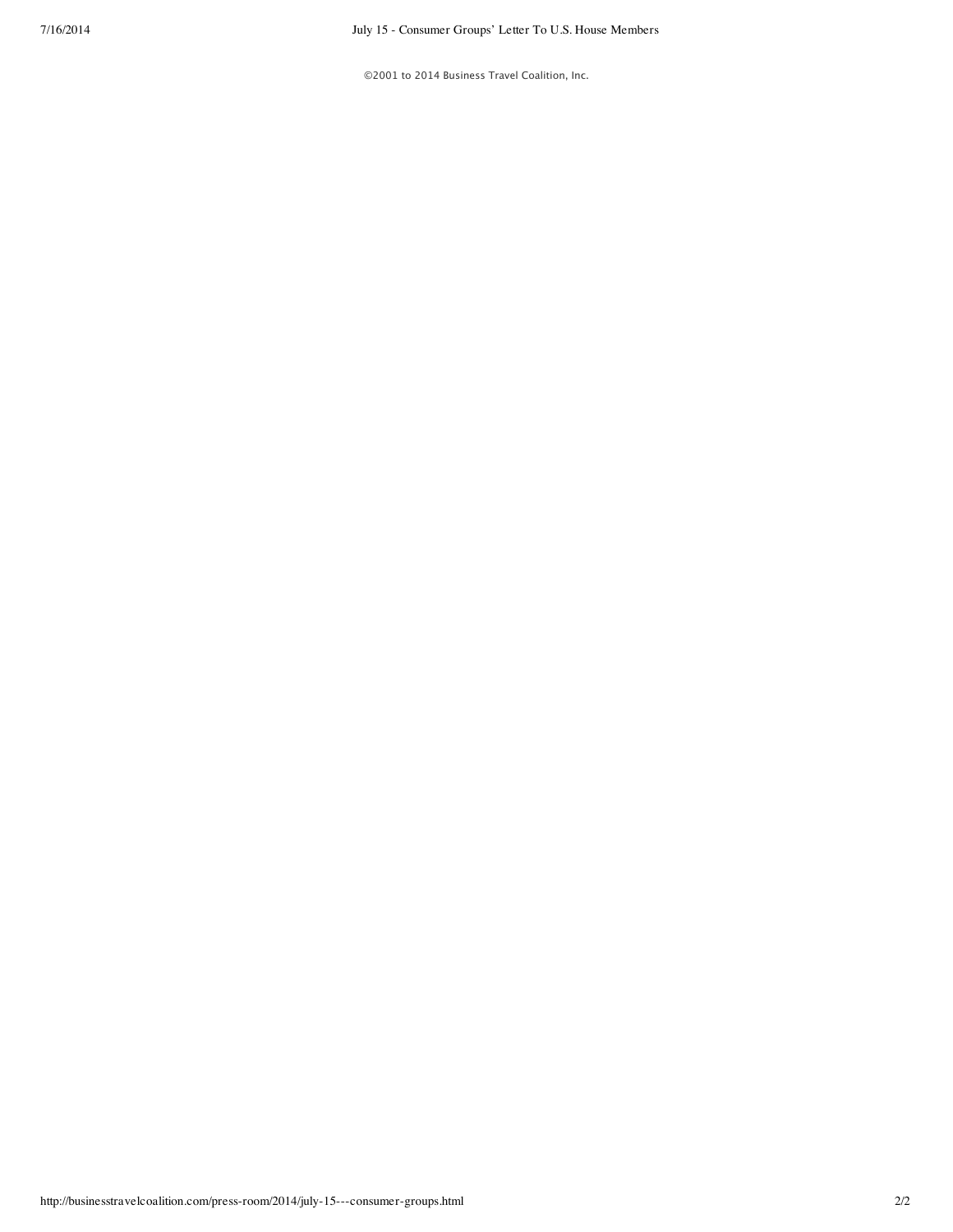©2001 to 2014 Business Travel Coalition, Inc.